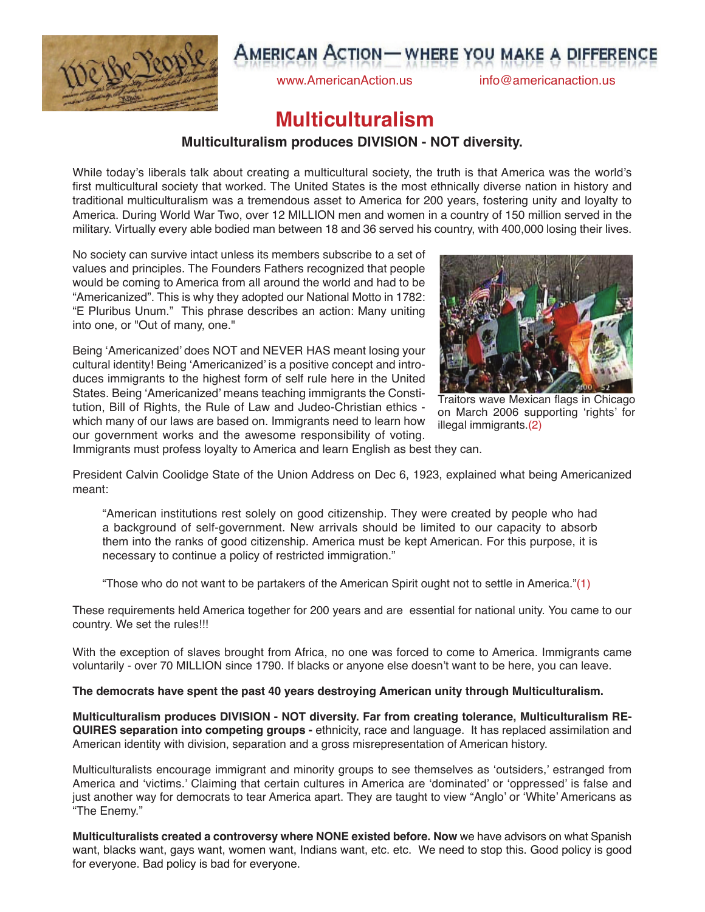# AMERICAN ACTION— WHERE YOU MAKE A DIFFERENCE

www.AmericanAction.us info@americanaction.us

## Multiculturalism

### Multiculturalism produces DIVISION - NOT diversity.

While today's liberals talk about creating a multicultural society, the truth is that America was the world's first multicultural society that worked. The United States is the most ethnically diverse nation in history and traditional multiculturalism was a tremendous asset to America for 200 years, fostering unity and loyalty to America. During World War Two, over 12 MILLION men and women in a country of 150 million served in the military. Virtually every able bodied man between 18 and 36 served his country, with 400,000 losing their lives.

No society can survive intact unless its members subscribe to a set of values and principles. The Founders Fathers recognized that people would be coming to America from all around the world and had to be "Americanized". This is why they adopted our National Motto in 1782: "E Pluribus Unum." This phrase describes an action: Many uniting into one, or "Out of many, one."

Being 'Americanized' does NOT and NEVER HAS meant losing your cultural identity! Being 'Americanized' is a positive concept and introduces immigrants to the highest form of self rule here in the United States. Being 'Americanized' means teaching immigrants the Constitution, Bill of Rights, the Rule of Law and Judeo-Christian ethics - which many of our laws are based on. Immigrants need to learn how our government works and the awesome responsibility of voting. Immigrants must profess loyalty to America and learn English as best they can.

Traitors wave Mexican flags in Chicago on March 2006 supporting 'rights' for illegal immigrants.(2)

President Calvin Coolidge State of the Union Address on Dec 6, 1923, explained what being Americanized meant:

> "American institutions rest solely on good citizenship. They were created by people who had a background of self-government. New arrivals should be limited to our capacity to absorb them into the ranks of good citizenship. America must be kept American. For this purpose, it is necessary to continue a policy of restricted immigration."
>
> "Those who do not want to be partakers of the American Spirit ought not to settle in America."(1)

These requirements held America together for 200 years and are essential for national unity. You came to our country. We set the rules!!!

With the exception of slaves brought from Africa, no one was forced to come to America. Immigrants came voluntarily - over 70 MILLION since 1790. If blacks or anyone else doesn't want to be here, you can leave.

**The democrats have spent the past 40 years destroying American unity through Multiculturalism.**

**Multiculturalism produces DIVISION - NOT diversity. Far from creating tolerance, Multiculturalism REQUIRES separation into competing groups -** ethnicity, race and language. It has replaced assimilation and American identity with division, separation and a gross misrepresentation of American history.

Multiculturalists encourage immigrant and minority groups to see themselves as 'outsiders,' estranged from America and 'victims.' Claiming that certain cultures in America are 'dominated' or 'oppressed' is false and just another way for democrats to tear America apart. They are taught to view "Anglo" or 'White' Americans as "The Enemy."

**Multiculturalists created a controversy where NONE existed before. Now** we have advisors on what Spanish want, blacks want, gays want, women want, Indians want, etc. etc. We need to stop this. Good policy is good for everyone. Bad policy is bad for everyone.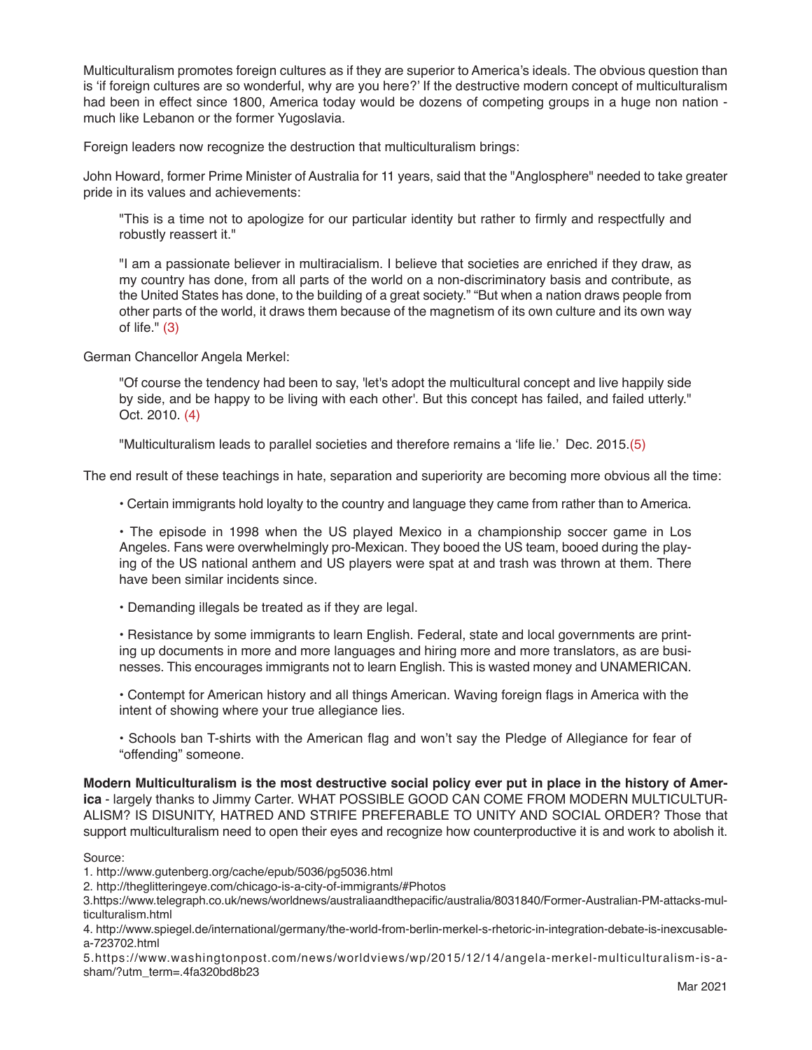Multiculturalism promotes foreign cultures as if they are superior to America's ideals. The obvious question than is 'if foreign cultures are so wonderful, why are you here?' If the destructive modern concept of multiculturalism had been in effect since 1800, America today would be dozens of competing groups in a huge non nation - much like Lebanon or the former Yugoslavia.

Foreign leaders now recognize the destruction that multiculturalism brings:

John Howard, former Prime Minister of Australia for 11 years, said that the "Anglosphere" needed to take greater pride in its values and achievements:

> "This is a time not to apologize for our particular identity but rather to firmly and respectfully and robustly reassert it."
>
> "I am a passionate believer in multiracialism. I believe that societies are enriched if they draw, as my country has done, from all parts of the world on a non-discriminatory basis and contribute, as the United States has done, to the building of a great society." "But when a nation draws people from other parts of the world, it draws them because of the magnetism of its own culture and its own way of life." (3)

German Chancellor Angela Merkel:

> "Of course the tendency had been to say, 'let's adopt the multicultural concept and live happily side by side, and be happy to be living with each other'. But this concept has failed, and failed utterly." Oct. 2010. (4)
>
> "Multiculturalism leads to parallel societies and therefore remains a 'life lie.' Dec. 2015.(5)

The end result of these teachings in hate, separation and superiority are becoming more obvious all the time:

- Certain immigrants hold loyalty to the country and language they came from rather than to America.
- The episode in 1998 when the US played Mexico in a championship soccer game in Los Angeles. Fans were overwhelmingly pro-Mexican. They booed the US team, booed during the playing of the US national anthem and US players were spat at and trash was thrown at them. There have been similar incidents since.
- Demanding illegals be treated as if they are legal.
- Resistance by some immigrants to learn English. Federal, state and local governments are printing up documents in more and more languages and hiring more and more translators, as are businesses. This encourages immigrants not to learn English. This is wasted money and UNAMERICAN.
- Contempt for American history and all things American. Waving foreign flags in America with the intent of showing where your true allegiance lies.
- Schools ban T-shirts with the American flag and won't say the Pledge of Allegiance for fear of "offending" someone.

**Modern Multiculturalism is the most destructive social policy ever put in place in the history of America** - largely thanks to Jimmy Carter. WHAT POSSIBLE GOOD CAN COME FROM MODERN MULTICULTURALISM? IS DISUNITY, HATRED AND STRIFE PREFERABLE TO UNITY AND SOCIAL ORDER? Those that support multiculturalism need to open their eyes and recognize how counterproductive it is and work to abolish it.

Source:

1. http://www.gutenberg.org/cache/epub/5036/pg5036.html
2. http://theglitteringeye.com/chicago-is-a-city-of-immigrants/#Photos
3. https://www.telegraph.co.uk/news/worldnews/australiaandthepacific/australia/8031840/Former-Australian-PM-attacks-multiculturalism.html
4. http://www.spiegel.de/international/germany/the-world-from-berlin-merkel-s-rhetoric-in-integration-debate-is-inexcusable-a-723702.html
5. https://www.washingtonpost.com/news/worldviews/wp/2015/12/14/angela-merkel-multiculturalism-is-a-sham/?utm_term=.4fa320bd8b23

Mar 2021